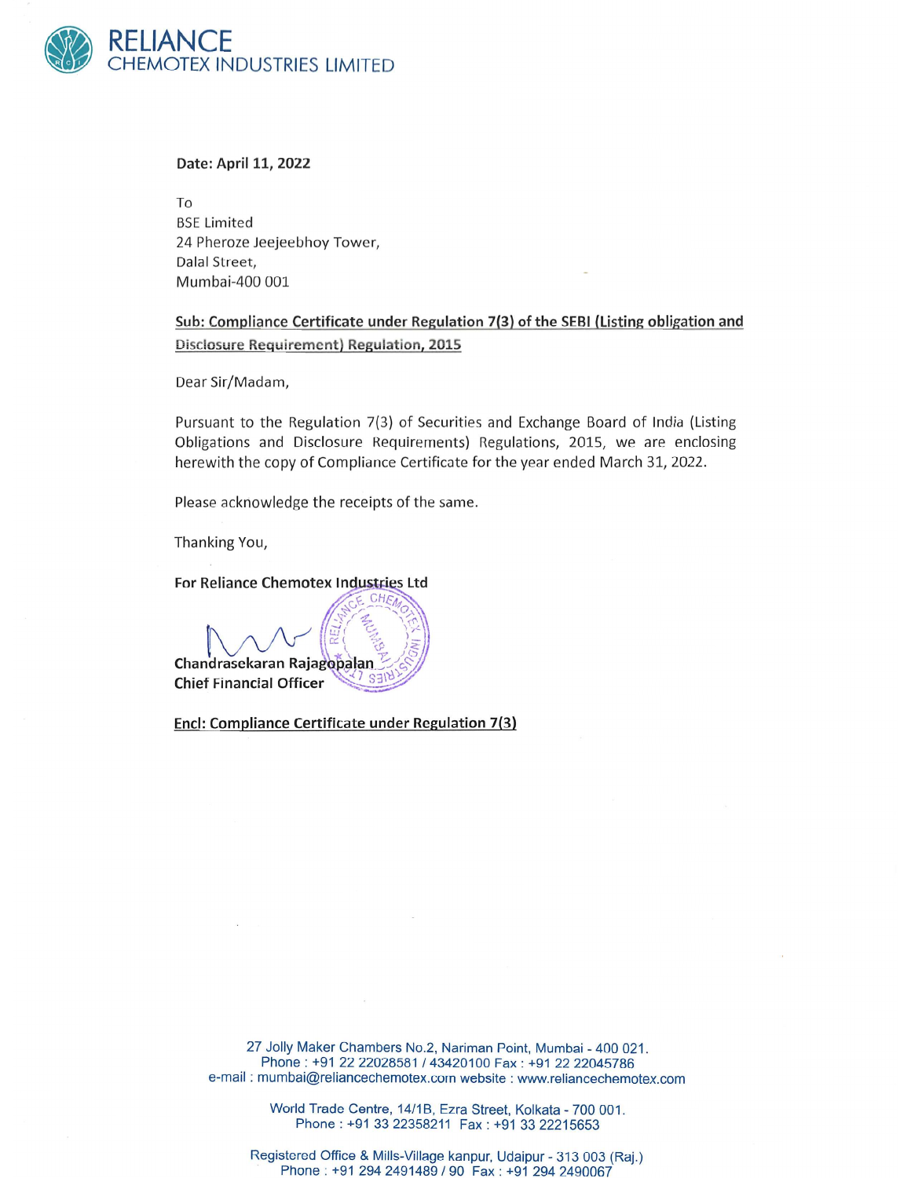# RELIANCE
CHEMOTEX INDUSTRIES LIMITED

**Date: April 11, 2022**

To
BSE Limited
24 Pheroze Jeejeebhoy Tower,
Dalal Street,
Mumbai-400 001

**Sub: Compliance Certificate under Regulation 7(3) of the SEBI (Listing obligation and Disclosure Requirement) Regulation, 2015**

Dear Sir/Madam,

Pursuant to the Regulation 7(3) of Securities and Exchange Board of India (Listing Obligations and Disclosure Requirements) Regulations, 2015, we are enclosing herewith the copy of Compliance Certificate for the year ended March 31, 2022.

Please acknowledge the receipts of the same.

Thanking You,

**For Reliance Chemotex Industries Ltd**

**Chandrasekaran Rajagopalan**
**Chief Financial Officer**

**Encl: Compliance Certificate under Regulation 7(3)**

27 Jolly Maker Chambers No.2, Nariman Point, Mumbai - 400 021.
Phone : +91 22 22028581 / 43420100 Fax : +91 22 22045786
e-mail : mumbai@reliancechemotex.com website : www.reliancechemotex.com

World Trade Centre, 14/1B, Ezra Street, Kolkata - 700 001.
Phone : +91 33 22358211 Fax : +91 33 22215653

Registered Office & Mills-Village kanpur, Udaipur - 313 003 (Raj.)
Phone : +91 294 2491489 / 90 Fax : +91 294 2490067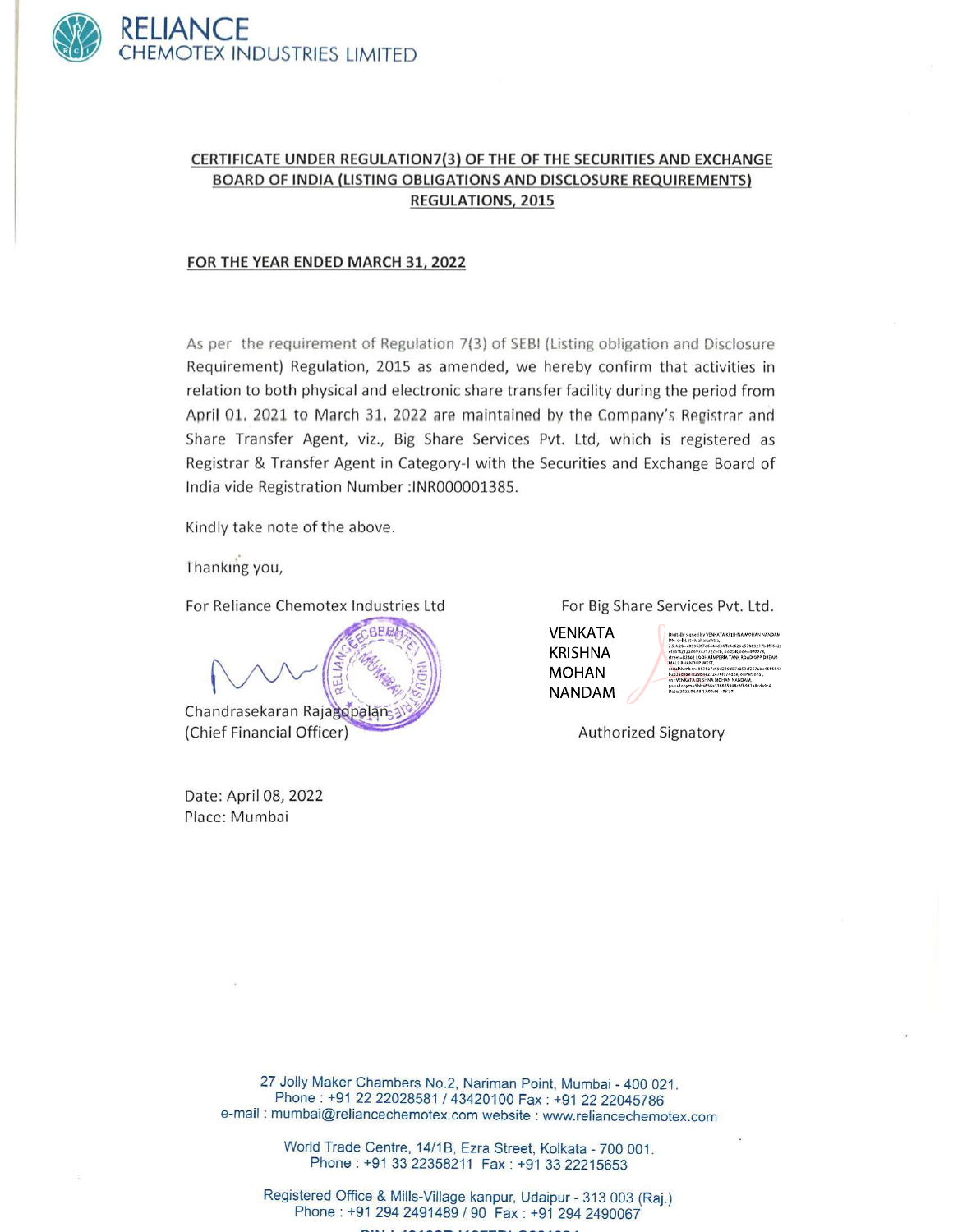RELIANCE
CHEMOTEX INDUSTRIES LIMITED

## CERTIFICATE UNDER REGULATION7(3) OF THE OF THE SECURITIES AND EXCHANGE BOARD OF INDIA (LISTING OBLIGATIONS AND DISCLOSURE REQUIREMENTS) REGULATIONS, 2015

**FOR THE YEAR ENDED MARCH 31, 2022**

As per the requirement of Regulation 7(3) of SEBI (Listing obligation and Disclosure Requirement) Regulation, 2015 as amended, we hereby confirm that activities in relation to both physical and electronic share transfer facility during the period from April 01, 2021 to March 31, 2022 are maintained by the Company's Registrar and Share Transfer Agent, viz., Big Share Services Pvt. Ltd, which is registered as Registrar & Transfer Agent in Category-I with the Securities and Exchange Board of India vide Registration Number :INR000001385.

Kindly take note of the above.

Thanking you,

For Reliance Chemotex Industries Ltd

Chandrasekaran Rajagopalan
(Chief Financial Officer)

For Big Share Services Pvt. Ltd.

VENKATA KRISHNA MOHAN NANDAM

Authorized Signatory

Date: April 08, 2022
Place: Mumbai

27 Jolly Maker Chambers No.2, Nariman Point, Mumbai - 400 021.
Phone : +91 22 22028581 / 43420100 Fax : +91 22 22045786
e-mail : mumbai@reliancechemotex.com website : www.reliancechemotex.com

World Trade Centre, 14/1B, Ezra Street, Kolkata - 700 001.
Phone : +91 33 22358211 Fax : +91 33 22215653

Registered Office & Mills-Village kanpur, Udaipur - 313 003 (Raj.)
Phone : +91 294 2491489 / 90 Fax : +91 294 2490067